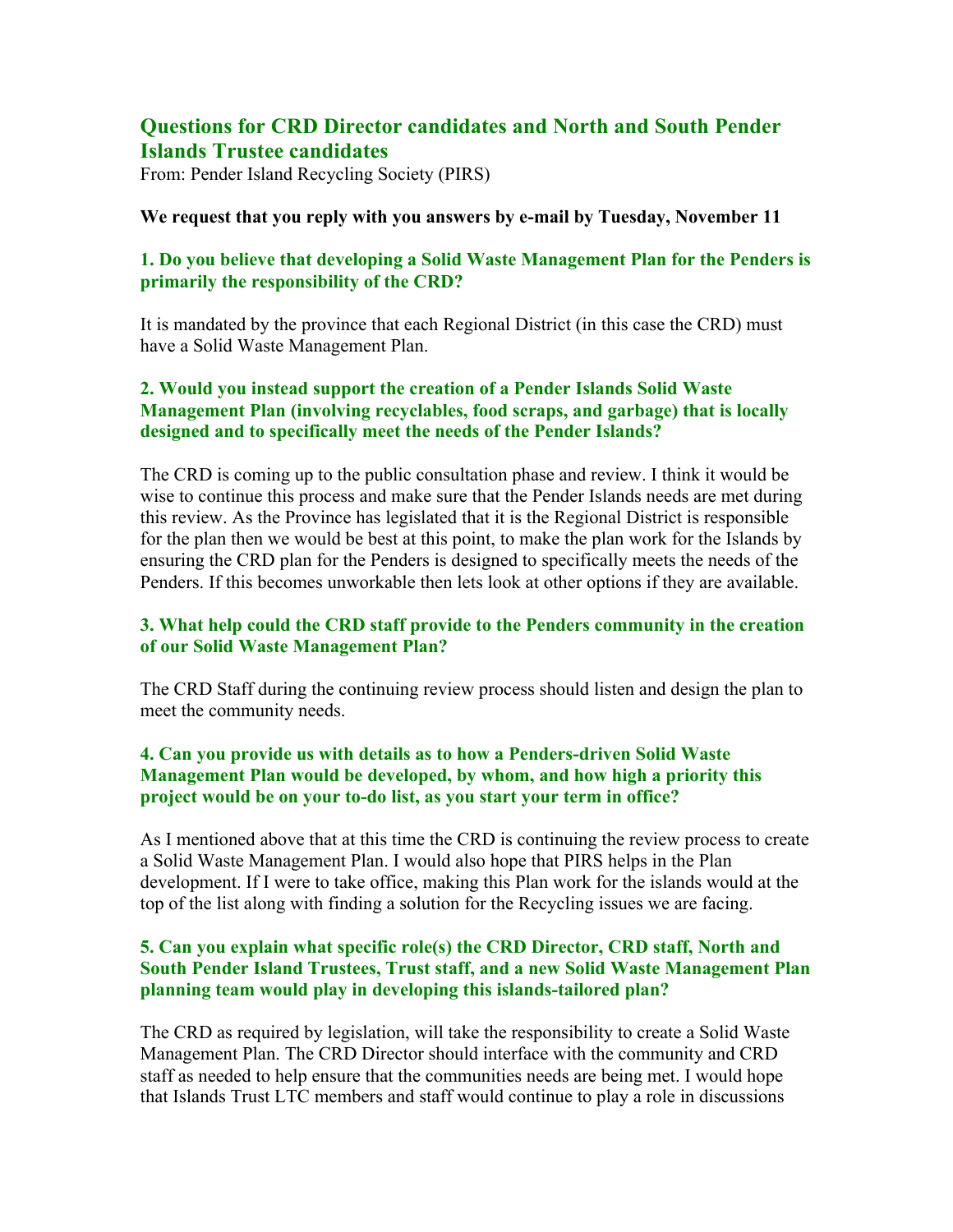## Questions for CRD Director candidates and North and South Pender Islands Trustee candidates

From: Pender Island Recycling Society (PIRS)

**We request that you reply with you answers by e-mail by Tuesday, November 11**

### 1. Do you believe that developing a Solid Waste Management Plan for the Penders is primarily the responsibility of the CRD?

It is mandated by the province that each Regional District (in this case the CRD) must have a Solid Waste Management Plan.

### 2. Would you instead support the creation of a Pender Islands Solid Waste Management Plan (involving recyclables, food scraps, and garbage) that is locally designed and to specifically meet the needs of the Pender Islands?

The CRD is coming up to the public consultation phase and review. I think it would be wise to continue this process and make sure that the Pender Islands needs are met during this review. As the Province has legislated that it is the Regional District is responsible for the plan then we would be best at this point, to make the plan work for the Islands by ensuring the CRD plan for the Penders is designed to specifically meets the needs of the Penders. If this becomes unworkable then lets look at other options if they are available.

### 3. What help could the CRD staff provide to the Penders community in the creation of our Solid Waste Management Plan?

The CRD Staff during the continuing review process should listen and design the plan to meet the community needs.

### 4. Can you provide us with details as to how a Penders-driven Solid Waste Management Plan would be developed, by whom, and how high a priority this project would be on your to-do list, as you start your term in office?

As I mentioned above that at this time the CRD is continuing the review process to create a Solid Waste Management Plan. I would also hope that PIRS helps in the Plan development. If I were to take office, making this Plan work for the islands would at the top of the list along with finding a solution for the Recycling issues we are facing.

### 5. Can you explain what specific role(s) the CRD Director, CRD staff, North and South Pender Island Trustees, Trust staff, and a new Solid Waste Management Plan planning team would play in developing this islands-tailored plan?

The CRD as required by legislation, will take the responsibility to create a Solid Waste Management Plan. The CRD Director should interface with the community and CRD staff as needed to help ensure that the communities needs are being met. I would hope that Islands Trust LTC members and staff would continue to play a role in discussions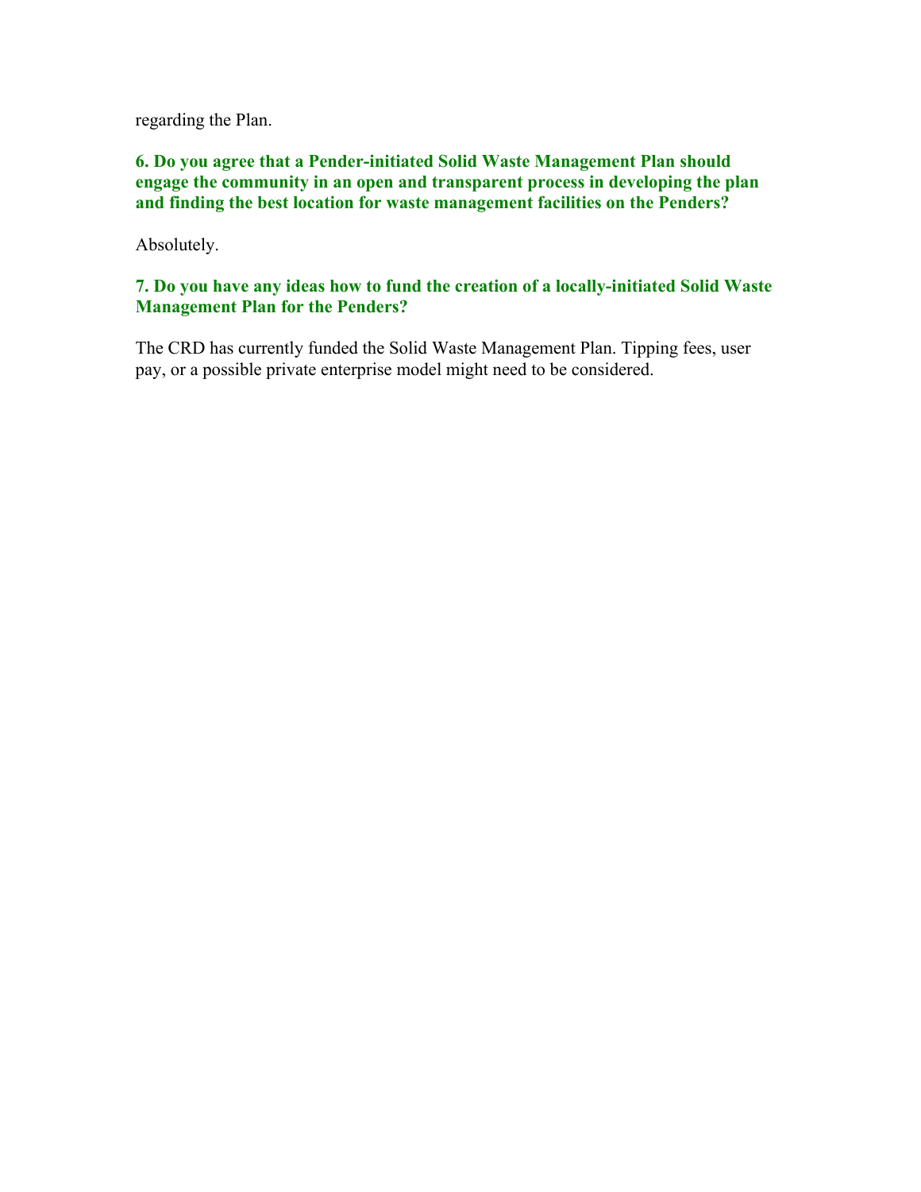regarding the Plan.

**6. Do you agree that a Pender-initiated Solid Waste Management Plan should engage the community in an open and transparent process in developing the plan and finding the best location for waste management facilities on the Penders?**

Absolutely.

**7. Do you have any ideas how to fund the creation of a locally-initiated Solid Waste Management Plan for the Penders?**

The CRD has currently funded the Solid Waste Management Plan. Tipping fees, user pay, or a possible private enterprise model might need to be considered.